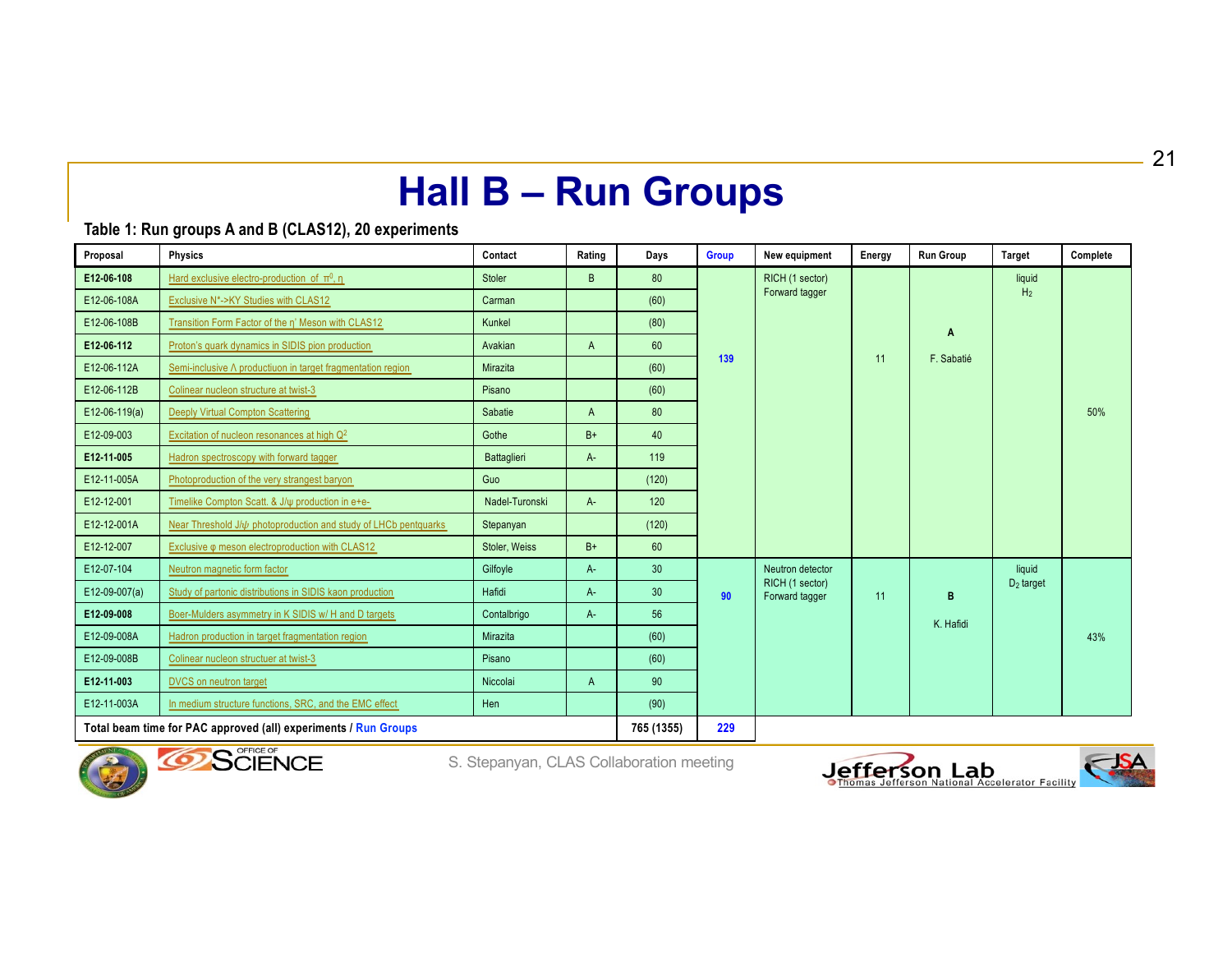# Hall B – Run Groups

**Table 1: Run groups A and B (CLAS12), 20 experiments**

| Proposal | Physics | Contact | Rating | Days | Group | New equipment | Energy | Run Group | Target | Complete |
|---|---|---|---|---|---|---|---|---|---|---|
| **E12-06-108** | Hard exclusive electro-production of $\pi^0$, $\eta$ | Stoler | B | 80 | 139 | RICH (1 sector) Forward tagger | 11 | **A** F. Sabatié | liquid $H_2$ | 50% |
| E12-06-108A | Exclusive N*->KY Studies with CLAS12 | Carman | | (60) | | | | | | |
| E12-06-108B | Transition Form Factor of the η' Meson with CLAS12 | Kunkel | | (80) | | | | | | |
| **E12-06-112** | Proton's quark dynamics in SIDIS pion production | Avakian | A | 60 | | | | | | |
| E12-06-112A | Semi-inclusive Λ productiuon in target fragmentation region | Mirazita | | (60) | | | | | | |
| E12-06-112B | Colinear nucleon structure at twist-3 | Pisano | | (60) | | | | | | |
| E12-06-119(a) | Deeply Virtual Compton Scattering | Sabatie | A | 80 | | | | | | |
| E12-09-003 | Excitation of nucleon resonances at high $Q^2$ | Gothe | B+ | 40 | | | | | | |
| **E12-11-005** | Hadron spectroscopy with forward tagger | Battaglieri | A- | 119 | | | | | | |
| E12-11-005A | Photoproduction of the very strangest baryon | Guo | | (120) | | | | | | |
| E12-12-001 | Timelike Compton Scatt. & J/ψ production in e+e- | Nadel-Turonski | A- | 120 | | | | | | |
| E12-12-001A | Near Threshold J/ψ photoproduction and study of LHCb pentquarks | Stepanyan | | (120) | | | | | | |
| E12-12-007 | Exclusive φ meson electroproduction with CLAS12 | Stoler, Weiss | B+ | 60 | | | | | | |
| E12-07-104 | Neutron magnetic form factor | Gilfoyle | A- | 30 | 90 | Neutron detector RICH (1 sector) Forward tagger | 11 | **B** K. Hafidi | liquid $D_2$ target | 43% |
| E12-09-007(a) | Study of partonic distributions in SIDIS kaon production | Hafidi | A- | 30 | | | | | | |
| **E12-09-008** | Boer-Mulders asymmetry in K SIDIS w/ H and D targets | Contalbrigo | A- | 56 | | | | | | |
| E12-09-008A | Hadron production in target fragmentation region | Mirazita | | (60) | | | | | | |
| E12-09-008B | Colinear nucleon structuer at twist-3 | Pisano | | (60) | | | | | | |
| **E12-11-003** | DVCS on neutron target | Niccolai | A | 90 | | | | | | |
| E12-11-003A | In medium structure functions, SRC, and the EMC effect | Hen | | (90) | | | | | | |
| **Total beam time for PAC approved (all) experiments / Run Groups** | | | | **765 (1355)** | **229** | | | | | |

S. Stepanyan, CLAS Collaboration meeting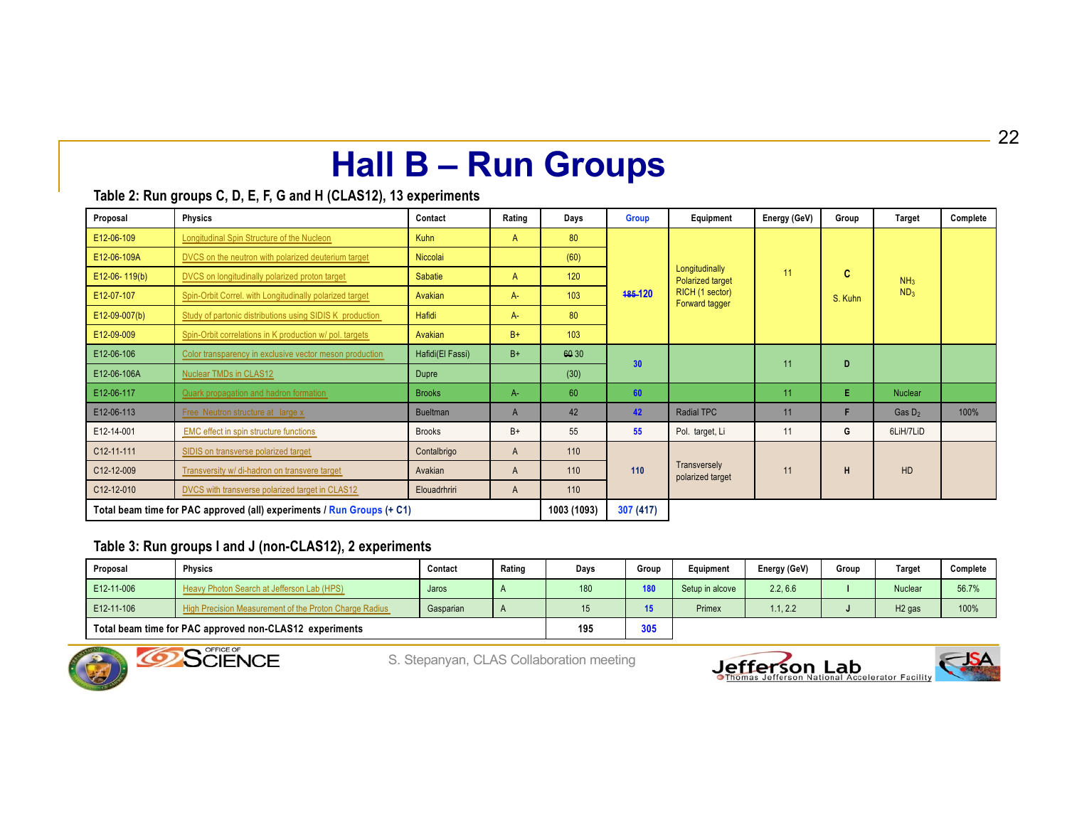# Hall B – Run Groups

### Table 2: Run groups C, D, E, F, G and H (CLAS12), 13 experiments

| Proposal | Physics | Contact | Rating | Days | Group | Equipment | Energy (GeV) | Group | Target | Complete |
|---|---|---|---|---|---|---|---|---|---|---|
| E12-06-109 | Longitudinal Spin Structure of the Nucleon | Kuhn | A | 80 | ~~185~~ 120 | Longitudinally Polarized target RICH (1 sector) Forward tagger | 11 | C S. Kuhn | $NH_3$ $ND_3$ | |
| E12-06-109A | DVCS on the neutron with polarized deuterium target | Niccolai | | (60) | | | | | | |
| E12-06- 119(b) | DVCS on longitudinally polarized proton target | Sabatie | A | 120 | | | | | | |
| E12-07-107 | Spin-Orbit Correl. with Longitudinally polarized target | Avakian | A- | 103 | | | | | | |
| E12-09-007(b) | Study of partonic distributions using SIDIS K production | Hafidi | A- | 80 | | | | | | |
| E12-09-009 | Spin-Orbit correlations in K production w/ pol. targets | Avakian | B+ | 103 | | | | | | |
| E12-06-106 | Color transparency in exclusive vector meson production | Hafidi(El Fassi) | B+ | ~~60~~ 30 | 30 | | 11 | D | | |
| E12-06-106A | Nuclear TMDs in CLAS12 | Dupre | | (30) | | | | | | |
| E12-06-117 | Quark propagation and hadron formation | Brooks | A- | 60 | 60 | | 11 | E | Nuclear | |
| E12-06-113 | Free Neutron structure at large x | Bueltman | A | 42 | 42 | Radial TPC | 11 | F | Gas $D_2$ | 100% |
| E12-14-001 | EMC effect in spin structure functions | Brooks | B+ | 55 | 55 | Pol. target, Li | 11 | G | 6LiH/7LiD | |
| C12-11-111 | SIDIS on transverse polarized target | Contalbrigo | A | 110 | 110 | Transversely polarized target | 11 | H | HD | |
| C12-12-009 | Transversity w/ di-hadron on transvere target | Avakian | A | 110 | | | | | | |
| C12-12-010 | DVCS with transverse polarized target in CLAS12 | Elouadrhriri | A | 110 | | | | | | |
| **Total beam time for PAC approved (all) experiments / Run Groups (+ C1)** | | | | **1003 (1093)** | **307 (417)** | | | | | |

### Table 3: Run groups I and J (non-CLAS12), 2 experiments

| Proposal | Physics | Contact | Rating | Days | Group | Equipment | Energy (GeV) | Group | Target | Complete |
|---|---|---|---|---|---|---|---|---|---|---|
| E12-11-006 | Heavy Photon Search at Jefferson Lab (HPS) | Jaros | A | 180 | 180 | Setup in alcove | 2.2, 6.6 | I | Nuclear | 56.7% |
| E12-11-106 | High Precision Measurement of the Proton Charge Radius | Gasparian | A | 15 | 15 | Primex | 1.1, 2.2 | J | H2 gas | 100% |
| **Total beam time for PAC approved non-CLAS12 experiments** | | | | **195** | **305** | | | | | |

S. Stepanyan, CLAS Collaboration meeting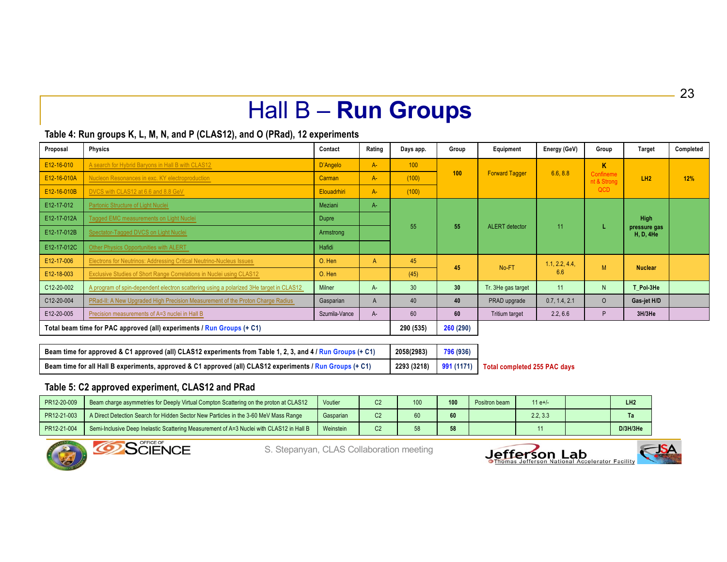# Hall B – Run Groups

## Table 4: Run groups K, L, M, N, and P (CLAS12), and O (PRad), 12 experiments

| Proposal | Physics | Contact | Rating | Days app. | Group | Equipment | Energy (GeV) | Group | Target | Completed |
|---|---|---|---|---|---|---|---|---|---|---|
| E12-16-010 | A search for Hybrid Baryons in Hall B with CLAS12 | D'Angelo | A- | 100 | 100 | Forward Tagger | 6.6, 8.8 | K Confinement & Strong QCD | LH2 | 12% |
| E12-16-010A | Nucleon Resonances in exc. KY electroproduction | Carman | A- | (100) | | | | | | |
| E12-16-010B | DVCS with CLAS12 at 6.6 and 8.8 GeV | Elouadrhiri | A- | (100) | | | | | | |
| E12-17-012 | Partonic Structure of Light Nuclei | Meziani | A- | 55 | 55 | ALERT detector | 11 | L | High pressure gas H, D, 4He | |
| E12-17-012A | Tagged EMC measurements on Light Nuclei | Dupre | | | | | | | | |
| E12-17-012B | Spectator-Tagged DVCS on Light Nuclei | Armstrong | | | | | | | | |
| E12-17-012C | Other Physics Opportunities with ALERT | Hafidi | | | | | | | | |
| E12-17-006 | Electrons for Neutrinos: Addressing Critical Neutrino-Nucleus Issues | O. Hen | A | 45 | 45 | No-FT | 1.1, 2.2, 4.4, 6.6 | M | Nuclear | |
| E12-18-003 | Exclusive Studies of Short Range Correlations in Nuclei using CLAS12 | O. Hen | | (45) | | | | | | |
| C12-20-002 | A program of spin-dependent electron scattering using a polarized 3He target in CLAS12 | Milner | A- | 30 | 30 | Tr. 3He gas target | 11 | N | T_Pol-3He | |
| C12-20-004 | PRad-II: A New Upgraded High Precision Measurement of the Proton Charge Radius | Gasparian | A | 40 | 40 | PRAD upgrade | 0.7, 1.4, 2.1 | O | Gas-jet H/D | |
| E12-20-005 | Precision measurements of A=3 nuclei in Hall B | Szumila-Vance | A- | 60 | 60 | Tritium target | 2.2, 6.6 | P | 3H/3He | |
| **Total beam time for PAC approved (all) experiments / Run Groups (+ C1)** | | | | **290 (535)** | **260 (290)** | | | | | |

| | | |
|---|---|---|
| **Beam time for approved & C1 approved (all) CLAS12 experiments from Table 1, 2, 3, and 4 / Run Groups (+ C1)** | **2058(2983)** | **796 (936)** |
| **Beam time for all Hall B experiments, approved & C1 approved (all) CLAS12 experiments / Run Groups (+ C1)** | **2293 (3218)** | **991 (1171)** |

**Total completed 255 PAC days**

## Table 5: C2 approved experiment, CLAS12 and PRad

| | | | | | | | | | |
|---|---|---|---|---|---|---|---|---|---|
| PR12-20-009 | Beam charge asymmetries for Deeply Virtual Compton Scattering on the proton at CLAS12 | Voutier | C2 | 100 | **100** | Positron beam | 11 e+/- | | **LH2** |
| PR12-21-003 | A Direct Detection Search for Hidden Sector New Particles in the 3-60 MeV Mass Range | Gasparian | C2 | 60 | **60** | | 2.2, 3.3 | | **Ta** |
| PR12-21-004 | Semi-Inclusive Deep Inelastic Scattering Measurement of A=3 Nuclei with CLAS12 in Hall B | Weinstein | C2 | 58 | **58** | | 11 | | **D/3H/3He** |

S. Stepanyan, CLAS Collaboration meeting